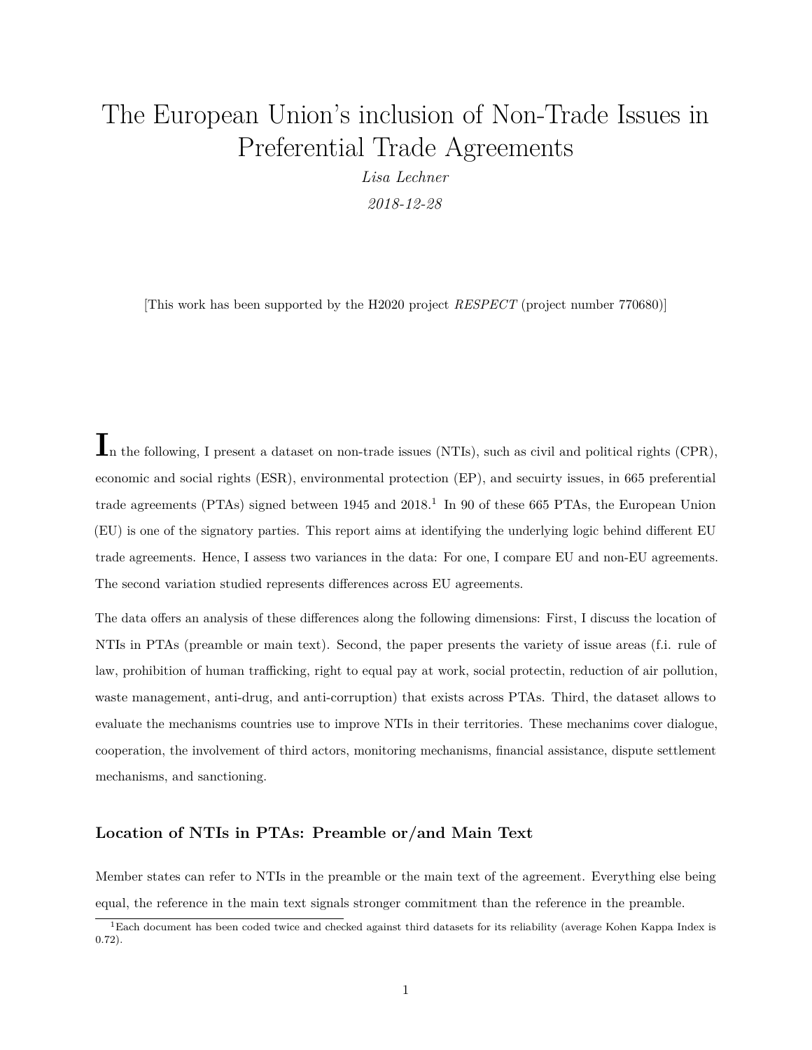# The European Union's inclusion of Non-Trade Issues in Preferential Trade Agreements

*Lisa Lechner*

*2018-12-28*

[This work has been supported by the H2020 project *RESPECT* (project number 770680)]

In the following, I present a dataset on non-trade issues (NTIs), such as civil and political rights (CPR), economic and social rights (ESR), environmental protection (EP), and secuirty issues, in 665 preferential trade agreements (PTAs) signed between 1945 and 2018.[1] In 90 of these 665 PTAs, the European Union (EU) is one of the signatory parties. This report aims at identifying the underlying logic behind different EU trade agreements. Hence, I assess two variances in the data: For one, I compare EU and non-EU agreements. The second variation studied represents differences across EU agreements.

The data offers an analysis of these differences along the following dimensions: First, I discuss the location of NTIs in PTAs (preamble or main text). Second, the paper presents the variety of issue areas (f.i. rule of law, prohibition of human trafficking, right to equal pay at work, social protectin, reduction of air pollution, waste management, anti-drug, and anti-corruption) that exists across PTAs. Third, the dataset allows to evaluate the mechanisms countries use to improve NTIs in their territories. These mechanims cover dialogue, cooperation, the involvement of third actors, monitoring mechanisms, financial assistance, dispute settlement mechanisms, and sanctioning.

### Location of NTIs in PTAs: Preamble or/and Main Text

Member states can refer to NTIs in the preamble or the main text of the agreement. Everything else being equal, the reference in the main text signals stronger commitment than the reference in the preamble.

[1] Each document has been coded twice and checked against third datasets for its reliability (average Kohen Kappa Index is 0.72).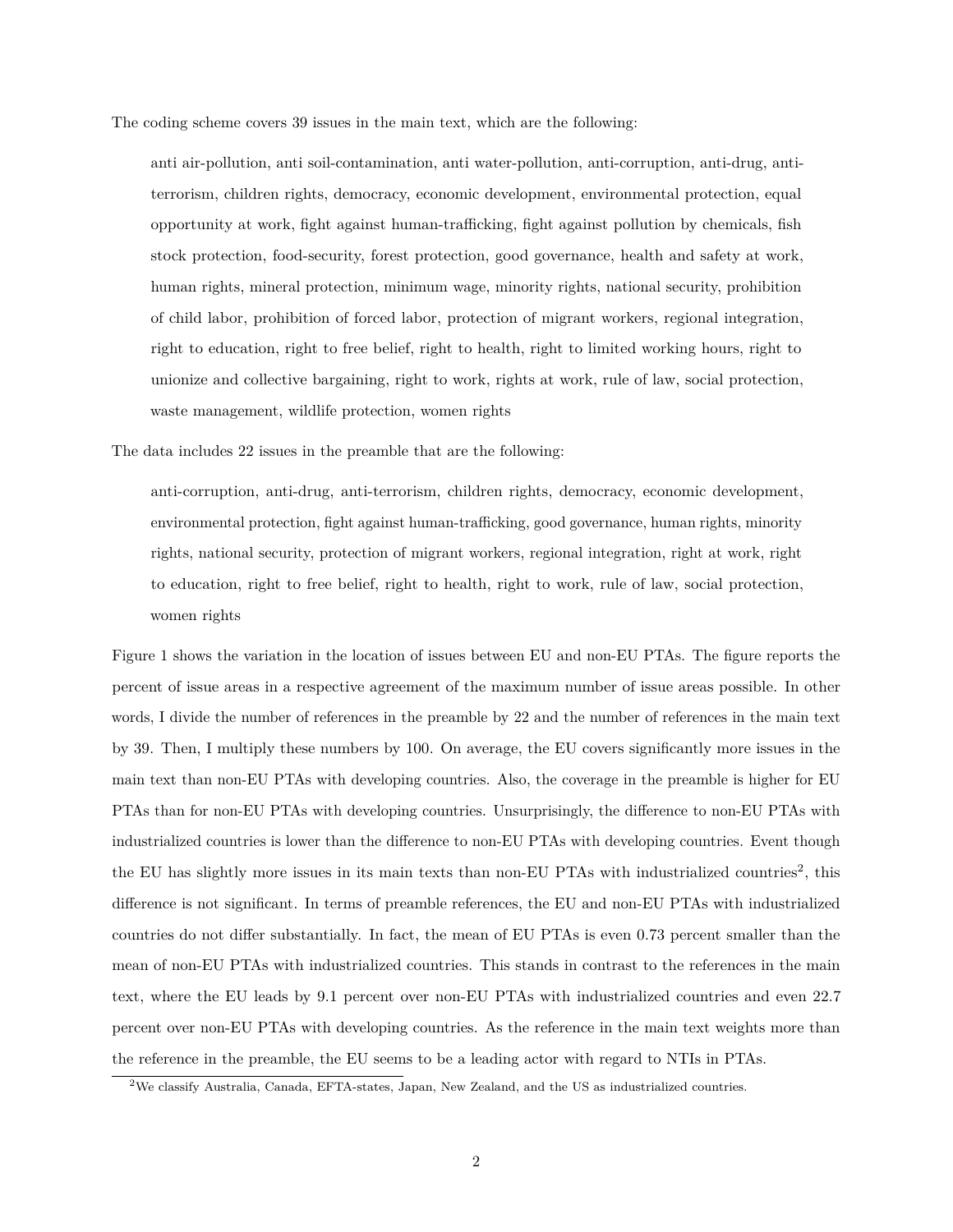The coding scheme covers 39 issues in the main text, which are the following:

> anti air-pollution, anti soil-contamination, anti water-pollution, anti-corruption, anti-drug, anti-terrorism, children rights, democracy, economic development, environmental protection, equal opportunity at work, fight against human-trafficking, fight against pollution by chemicals, fish stock protection, food-security, forest protection, good governance, health and safety at work, human rights, mineral protection, minimum wage, minority rights, national security, prohibition of child labor, prohibition of forced labor, protection of migrant workers, regional integration, right to education, right to free belief, right to health, right to limited working hours, right to unionize and collective bargaining, right to work, rights at work, rule of law, social protection, waste management, wildlife protection, women rights

The data includes 22 issues in the preamble that are the following:

> anti-corruption, anti-drug, anti-terrorism, children rights, democracy, economic development, environmental protection, fight against human-trafficking, good governance, human rights, minority rights, national security, protection of migrant workers, regional integration, right at work, right to education, right to free belief, right to health, right to work, rule of law, social protection, women rights

Figure 1 shows the variation in the location of issues between EU and non-EU PTAs. The figure reports the percent of issue areas in a respective agreement of the maximum number of issue areas possible. In other words, I divide the number of references in the preamble by 22 and the number of references in the main text by 39. Then, I multiply these numbers by 100. On average, the EU covers significantly more issues in the main text than non-EU PTAs with developing countries. Also, the coverage in the preamble is higher for EU PTAs than for non-EU PTAs with developing countries. Unsurprisingly, the difference to non-EU PTAs with industrialized countries is lower than the difference to non-EU PTAs with developing countries. Event though the EU has slightly more issues in its main texts than non-EU PTAs with industrialized countries[2], this difference is not significant. In terms of preamble references, the EU and non-EU PTAs with industrialized countries do not differ substantially. In fact, the mean of EU PTAs is even 0.73 percent smaller than the mean of non-EU PTAs with industrialized countries. This stands in contrast to the references in the main text, where the EU leads by 9.1 percent over non-EU PTAs with industrialized countries and even 22.7 percent over non-EU PTAs with developing countries. As the reference in the main text weights more than the reference in the preamble, the EU seems to be a leading actor with regard to NTIs in PTAs.

[2] We classify Australia, Canada, EFTA-states, Japan, New Zealand, and the US as industrialized countries.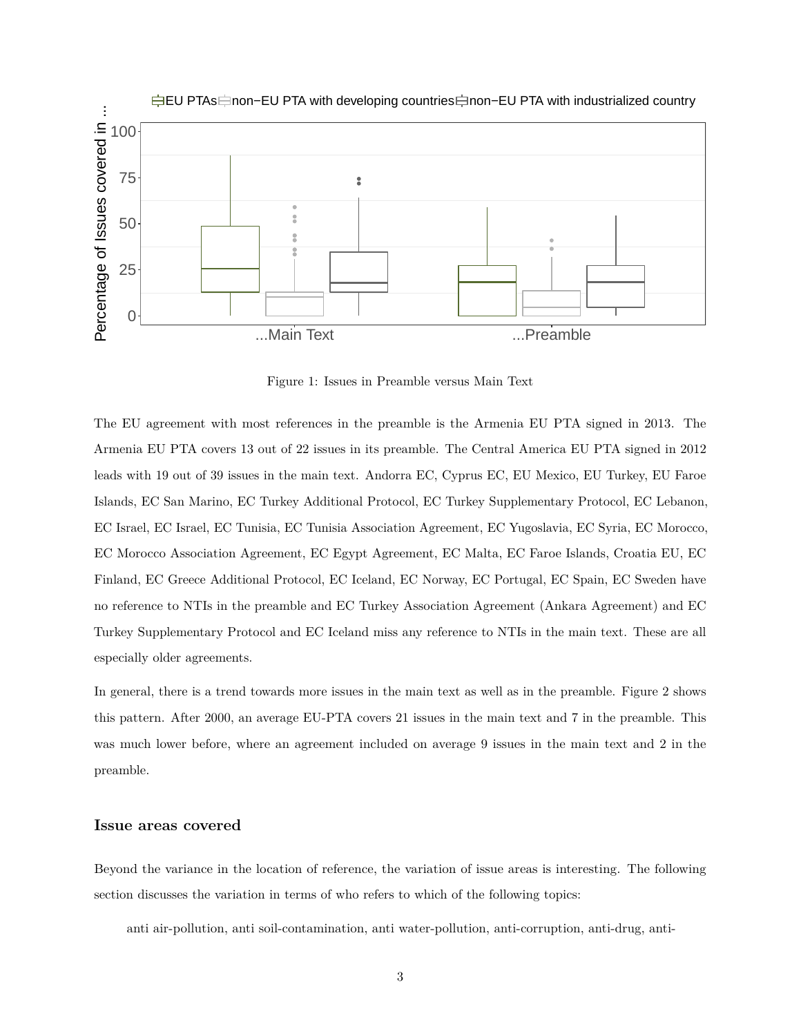Figure 1: Issues in Preamble versus Main Text

The EU agreement with most references in the preamble is the Armenia EU PTA signed in 2013. The Armenia EU PTA covers 13 out of 22 issues in its preamble. The Central America EU PTA signed in 2012 leads with 19 out of 39 issues in the main text. Andorra EC, Cyprus EC, EU Mexico, EU Turkey, EU Faroe Islands, EC San Marino, EC Turkey Additional Protocol, EC Turkey Supplementary Protocol, EC Lebanon, EC Israel, EC Israel, EC Tunisia, EC Tunisia Association Agreement, EC Yugoslavia, EC Syria, EC Morocco, EC Morocco Association Agreement, EC Egypt Agreement, EC Malta, EC Faroe Islands, Croatia EU, EC Finland, EC Greece Additional Protocol, EC Iceland, EC Norway, EC Portugal, EC Spain, EC Sweden have no reference to NTIs in the preamble and EC Turkey Association Agreement (Ankara Agreement) and EC Turkey Supplementary Protocol and EC Iceland miss any reference to NTIs in the main text. These are all especially older agreements.

In general, there is a trend towards more issues in the main text as well as in the preamble. Figure 2 shows this pattern. After 2000, an average EU-PTA covers 21 issues in the main text and 7 in the preamble. This was much lower before, where an agreement included on average 9 issues in the main text and 2 in the preamble.

### Issue areas covered

Beyond the variance in the location of reference, the variation of issue areas is interesting. The following section discusses the variation in terms of who refers to which of the following topics:

anti air-pollution, anti soil-contamination, anti water-pollution, anti-corruption, anti-drug, anti-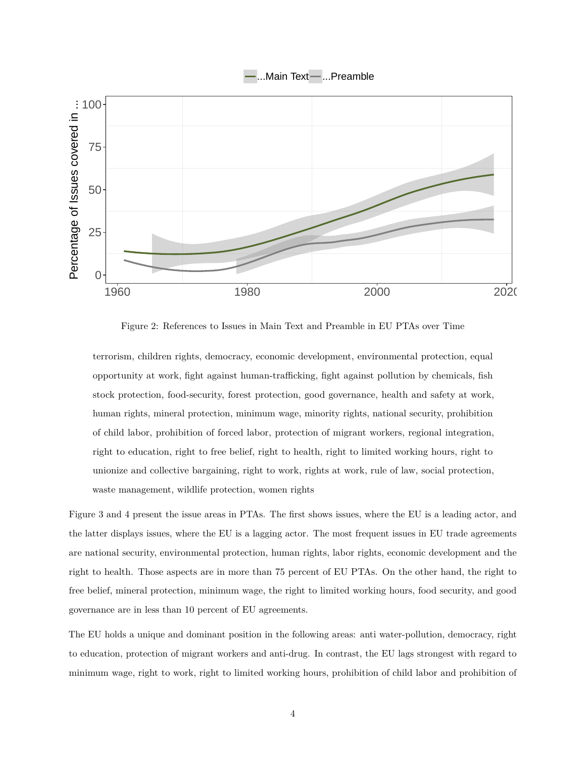Figure 2: References to Issues in Main Text and Preamble in EU PTAs over Time

terrorism, children rights, democracy, economic development, environmental protection, equal opportunity at work, fight against human-trafficking, fight against pollution by chemicals, fish stock protection, food-security, forest protection, good governance, health and safety at work, human rights, mineral protection, minimum wage, minority rights, national security, prohibition of child labor, prohibition of forced labor, protection of migrant workers, regional integration, right to education, right to free belief, right to health, right to limited working hours, right to unionize and collective bargaining, right to work, rights at work, rule of law, social protection, waste management, wildlife protection, women rights

Figure 3 and 4 present the issue areas in PTAs. The first shows issues, where the EU is a leading actor, and the latter displays issues, where the EU is a lagging actor. The most frequent issues in EU trade agreements are national security, environmental protection, human rights, labor rights, economic development and the right to health. Those aspects are in more than 75 percent of EU PTAs. On the other hand, the right to free belief, mineral protection, minimum wage, the right to limited working hours, food security, and good governance are in less than 10 percent of EU agreements.

The EU holds a unique and dominant position in the following areas: anti water-pollution, democracy, right to education, protection of migrant workers and anti-drug. In contrast, the EU lags strongest with regard to minimum wage, right to work, right to limited working hours, prohibition of child labor and prohibition of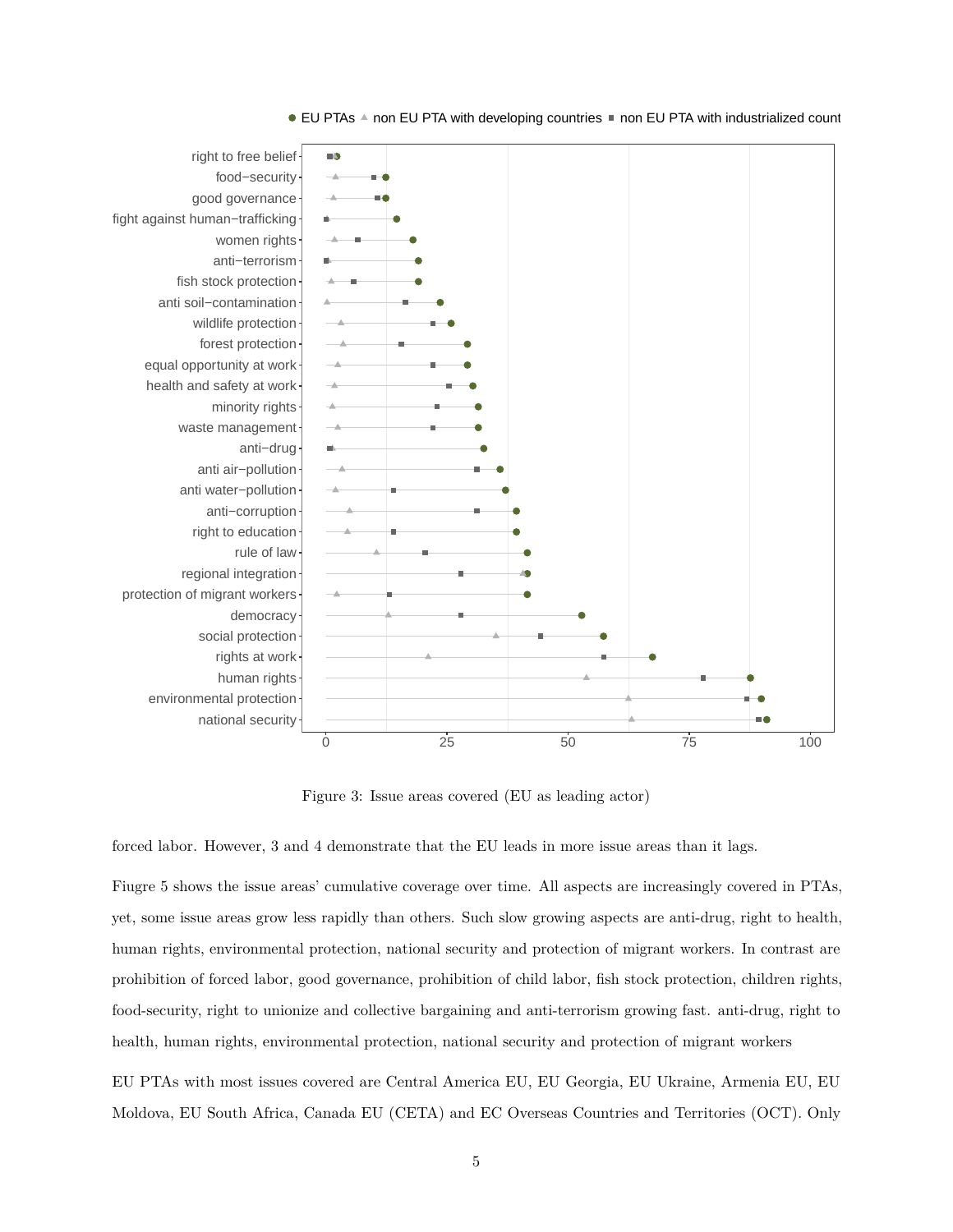Figure 3: Issue areas covered (EU as leading actor)

forced labor. However, 3 and 4 demonstrate that the EU leads in more issue areas than it lags.

Fiugre 5 shows the issue areas' cumulative coverage over time. All aspects are increasingly covered in PTAs, yet, some issue areas grow less rapidly than others. Such slow growing aspects are anti-drug, right to health, human rights, environmental protection, national security and protection of migrant workers. In contrast are prohibition of forced labor, good governance, prohibition of child labor, fish stock protection, children rights, food-security, right to unionize and collective bargaining and anti-terrorism growing fast. anti-drug, right to health, human rights, environmental protection, national security and protection of migrant workers

EU PTAs with most issues covered are Central America EU, EU Georgia, EU Ukraine, Armenia EU, EU Moldova, EU South Africa, Canada EU (CETA) and EC Overseas Countries and Territories (OCT). Only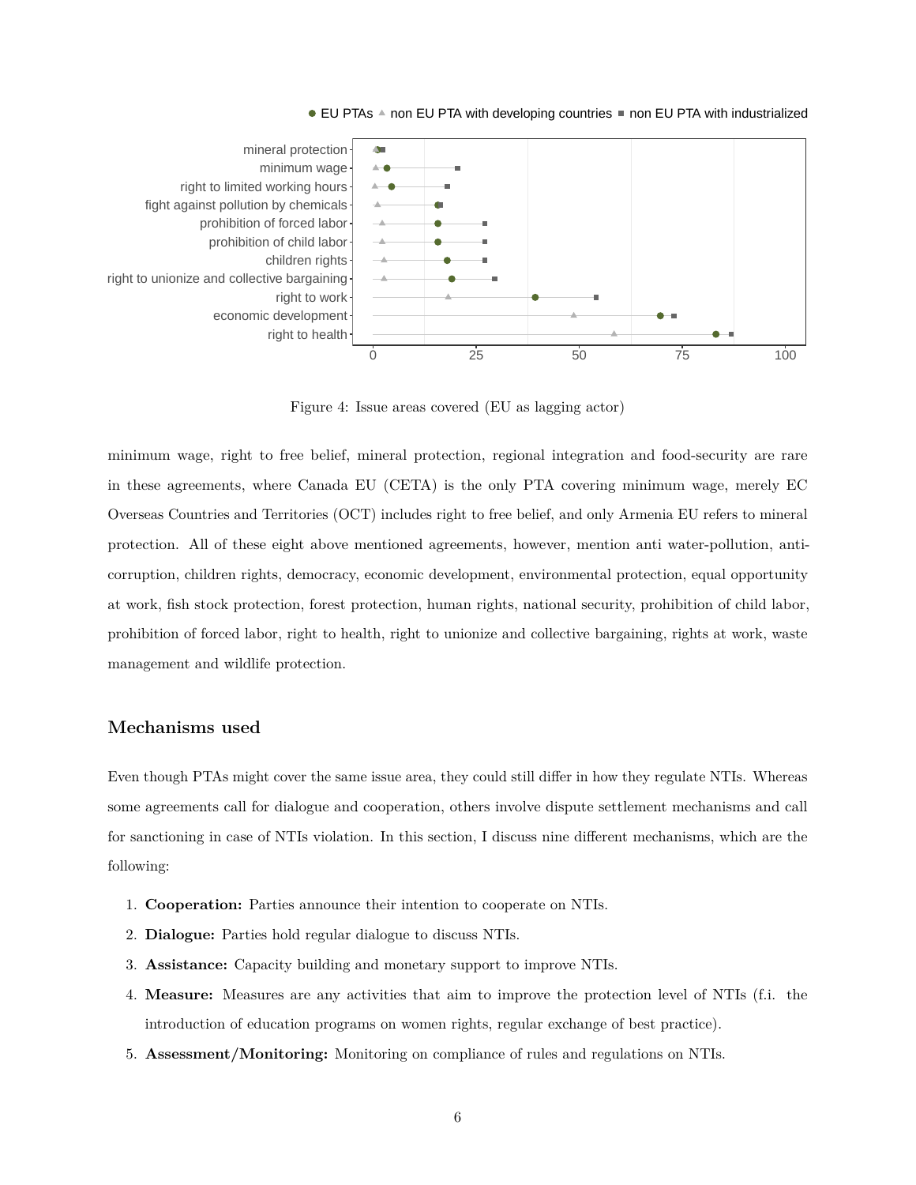Figure 4: Issue areas covered (EU as lagging actor)

minimum wage, right to free belief, mineral protection, regional integration and food-security are rare in these agreements, where Canada EU (CETA) is the only PTA covering minimum wage, merely EC Overseas Countries and Territories (OCT) includes right to free belief, and only Armenia EU refers to mineral protection. All of these eight above mentioned agreements, however, mention anti water-pollution, anti-corruption, children rights, democracy, economic development, environmental protection, equal opportunity at work, fish stock protection, forest protection, human rights, national security, prohibition of child labor, prohibition of forced labor, right to health, right to unionize and collective bargaining, rights at work, waste management and wildlife protection.

## Mechanisms used

Even though PTAs might cover the same issue area, they could still differ in how they regulate NTIs. Whereas some agreements call for dialogue and cooperation, others involve dispute settlement mechanisms and call for sanctioning in case of NTIs violation. In this section, I discuss nine different mechanisms, which are the following:

1. **Cooperation:** Parties announce their intention to cooperate on NTIs.
2. **Dialogue:** Parties hold regular dialogue to discuss NTIs.
3. **Assistance:** Capacity building and monetary support to improve NTIs.
4. **Measure:** Measures are any activities that aim to improve the protection level of NTIs (f.i. the introduction of education programs on women rights, regular exchange of best practice).
5. **Assessment/Monitoring:** Monitoring on compliance of rules and regulations on NTIs.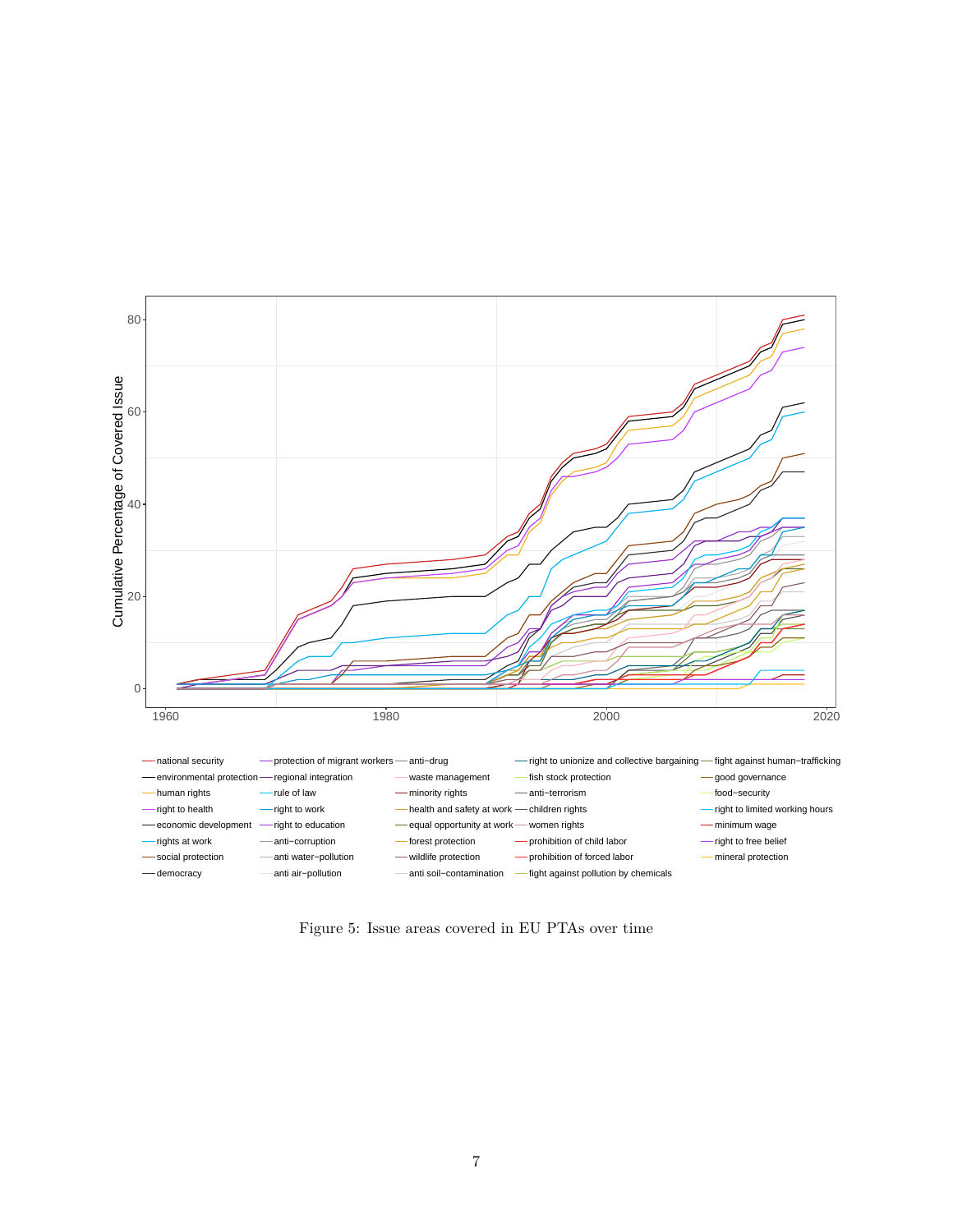Figure 5: Issue areas covered in EU PTAs over time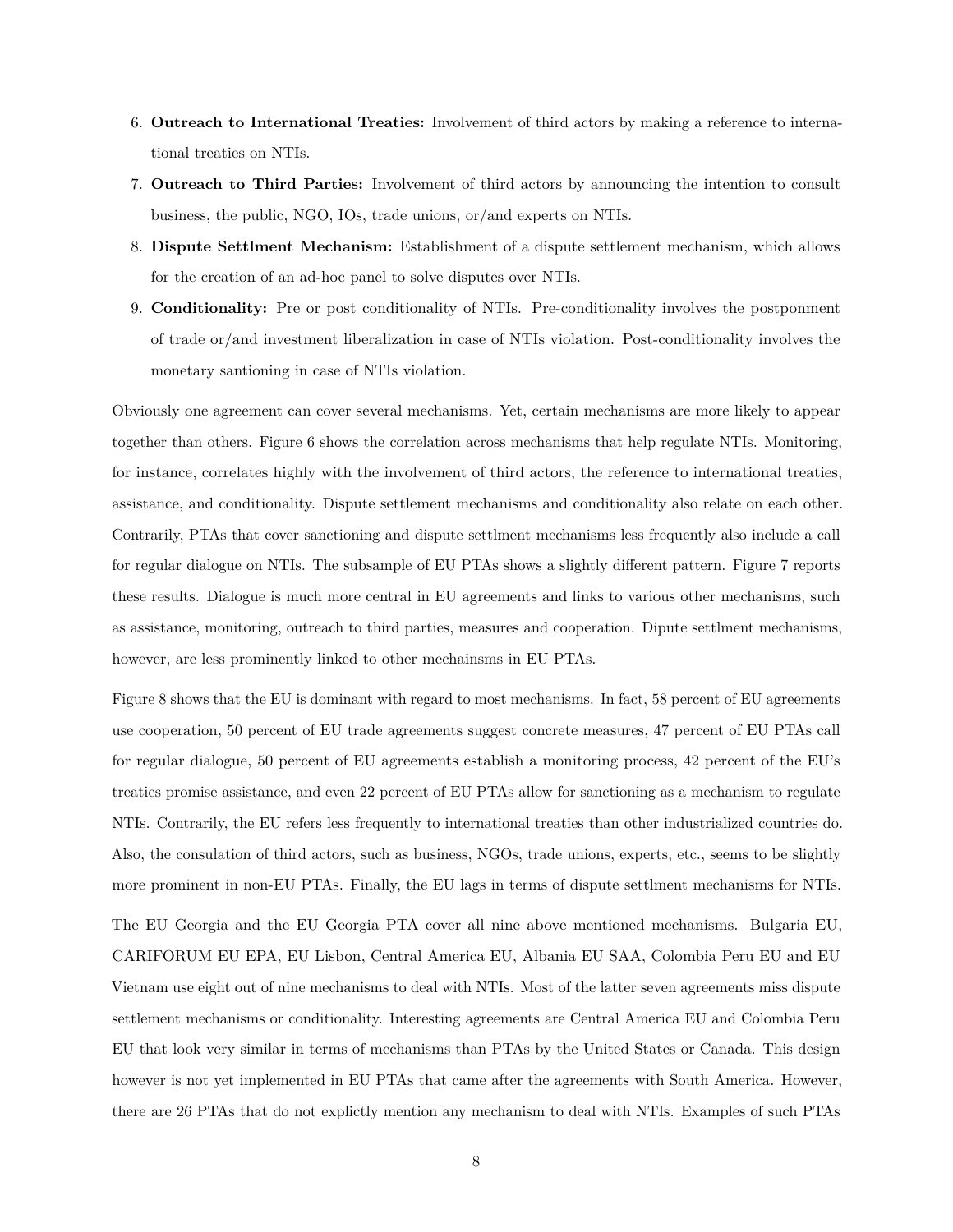6. **Outreach to International Treaties:** Involvement of third actors by making a reference to international treaties on NTIs.
7. **Outreach to Third Parties:** Involvement of third actors by announcing the intention to consult business, the public, NGO, IOs, trade unions, or/and experts on NTIs.
8. **Dispute Settlment Mechanism:** Establishment of a dispute settlement mechanism, which allows for the creation of an ad-hoc panel to solve disputes over NTIs.
9. **Conditionality:** Pre or post conditionality of NTIs. Pre-conditionality involves the postponment of trade or/and investment liberalization in case of NTIs violation. Post-conditionality involves the monetary santioning in case of NTIs violation.

Obviously one agreement can cover several mechanisms. Yet, certain mechanisms are more likely to appear together than others. Figure 6 shows the correlation across mechanisms that help regulate NTIs. Monitoring, for instance, correlates highly with the involvement of third actors, the reference to international treaties, assistance, and conditionality. Dispute settlement mechanisms and conditionality also relate on each other. Contrarily, PTAs that cover sanctioning and dispute settlment mechanisms less frequently also include a call for regular dialogue on NTIs. The subsample of EU PTAs shows a slightly different pattern. Figure 7 reports these results. Dialogue is much more central in EU agreements and links to various other mechanisms, such as assistance, monitoring, outreach to third parties, measures and cooperation. Dipute settlment mechanisms, however, are less prominently linked to other mechainsms in EU PTAs.

Figure 8 shows that the EU is dominant with regard to most mechanisms. In fact, 58 percent of EU agreements use cooperation, 50 percent of EU trade agreements suggest concrete measures, 47 percent of EU PTAs call for regular dialogue, 50 percent of EU agreements establish a monitoring process, 42 percent of the EU's treaties promise assistance, and even 22 percent of EU PTAs allow for sanctioning as a mechanism to regulate NTIs. Contrarily, the EU refers less frequently to international treaties than other industrialized countries do. Also, the consulation of third actors, such as business, NGOs, trade unions, experts, etc., seems to be slightly more prominent in non-EU PTAs. Finally, the EU lags in terms of dispute settlment mechanisms for NTIs.

The EU Georgia and the EU Georgia PTA cover all nine above mentioned mechanisms. Bulgaria EU, CARIFORUM EU EPA, EU Lisbon, Central America EU, Albania EU SAA, Colombia Peru EU and EU Vietnam use eight out of nine mechanisms to deal with NTIs. Most of the latter seven agreements miss dispute settlement mechanisms or conditionality. Interesting agreements are Central America EU and Colombia Peru EU that look very similar in terms of mechanisms than PTAs by the United States or Canada. This design however is not yet implemented in EU PTAs that came after the agreements with South America. However, there are 26 PTAs that do not explictly mention any mechanism to deal with NTIs. Examples of such PTAs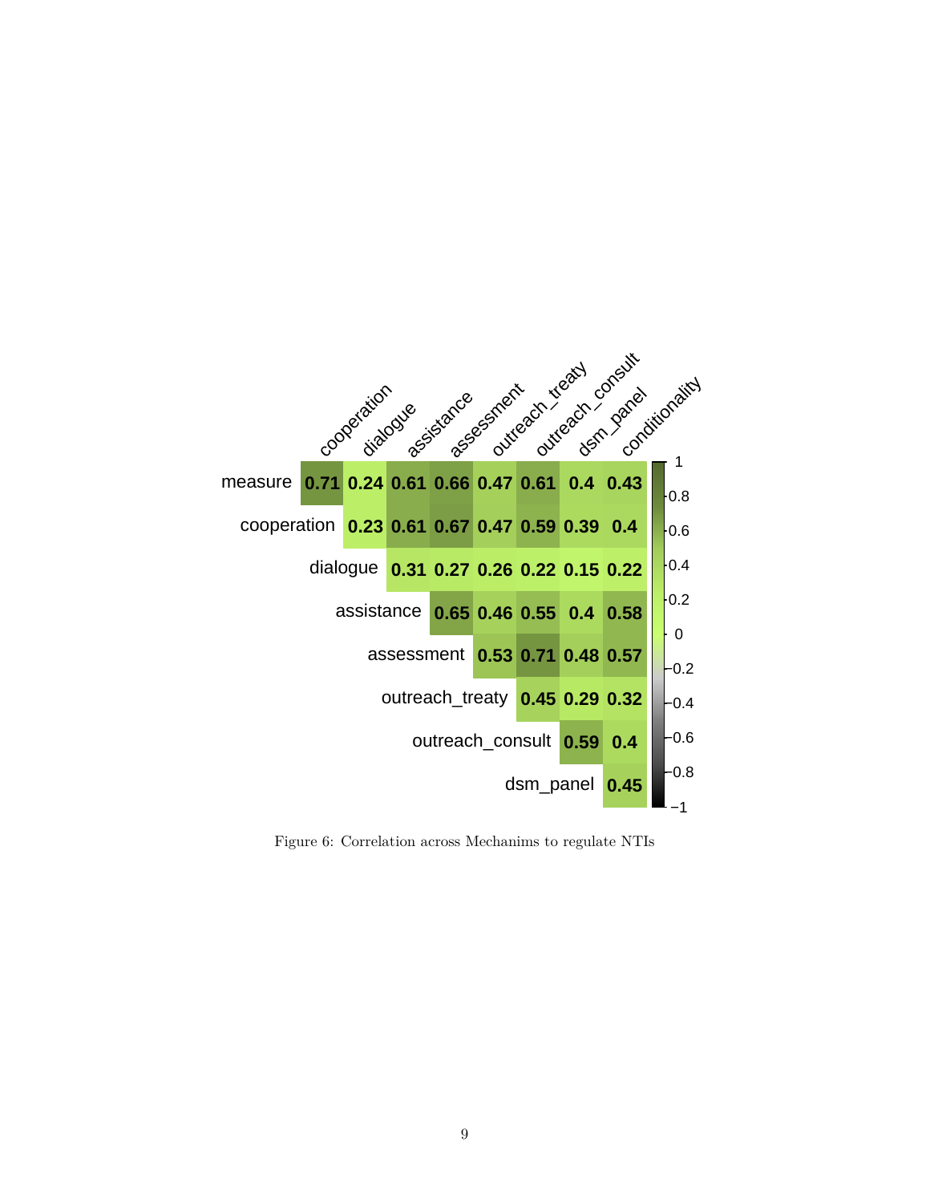|  | cooperation | dialogue | assistance | assessment | outreach_treaty | outreach_consult | dsm_panel | conditionality |
|---|---|---|---|---|---|---|---|---|
| measure | 0.71 | 0.24 | 0.61 | 0.66 | 0.47 | 0.61 | 0.4 | 0.43 |
| cooperation |  | 0.23 | 0.61 | 0.67 | 0.47 | 0.59 | 0.39 | 0.4 |
| dialogue |  |  | 0.31 | 0.27 | 0.26 | 0.22 | 0.15 | 0.22 |
| assistance |  |  |  | 0.65 | 0.46 | 0.55 | 0.4 | 0.58 |
| assessment |  |  |  |  | 0.53 | 0.71 | 0.48 | 0.57 |
| outreach_treaty |  |  |  |  |  | 0.45 | 0.29 | 0.32 |
| outreach_consult |  |  |  |  |  |  | 0.59 | 0.4 |
| dsm_panel |  |  |  |  |  |  |  | 0.45 |

Figure 6: Correlation across Mechanims to regulate NTIs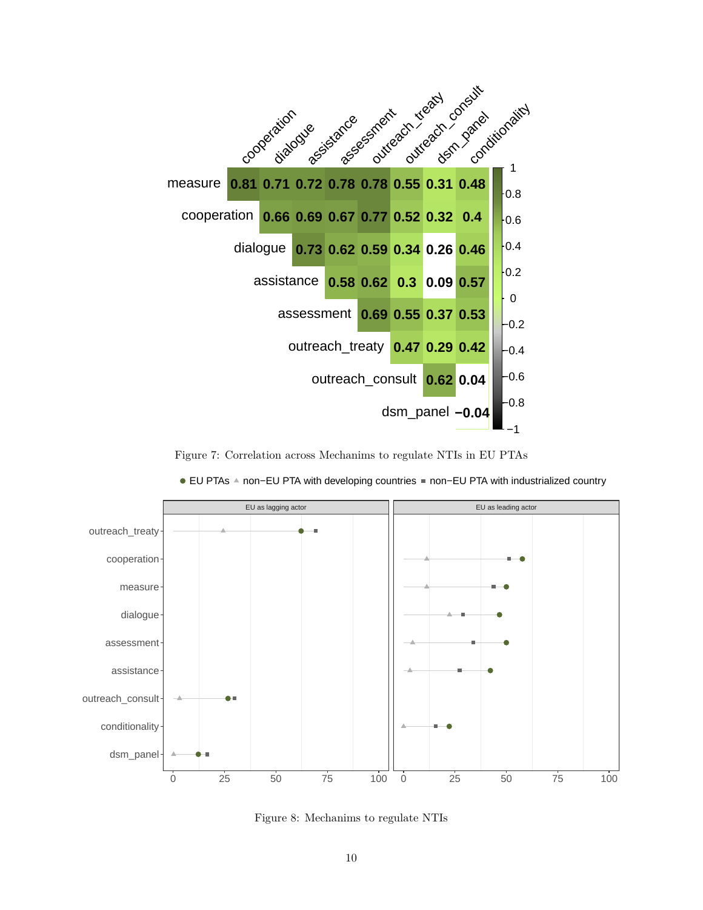Figure 7: Correlation across Mechanims to regulate NTIs in EU PTAs

Figure 8: Mechanims to regulate NTIs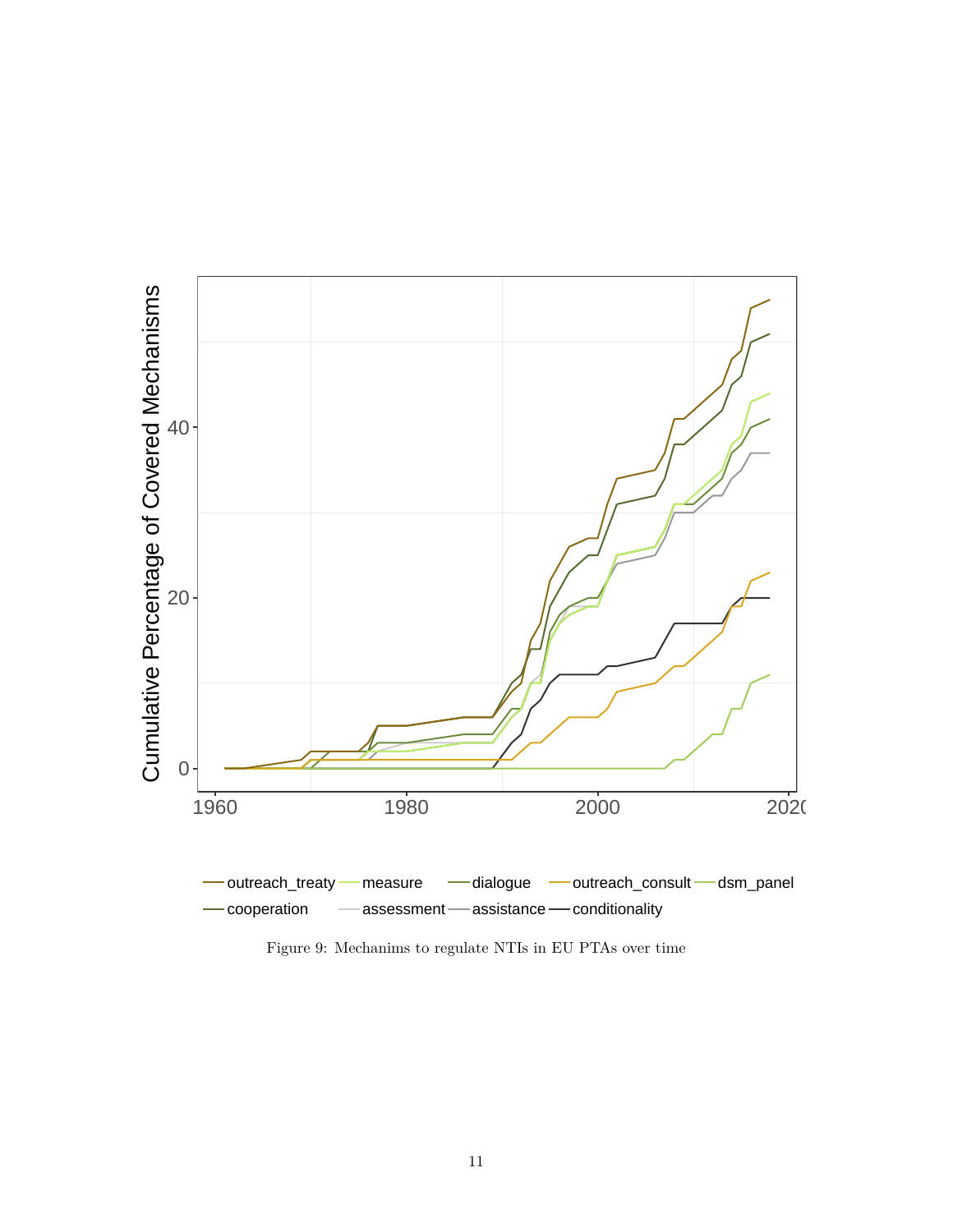Figure 9: Mechanims to regulate NTIs in EU PTAs over time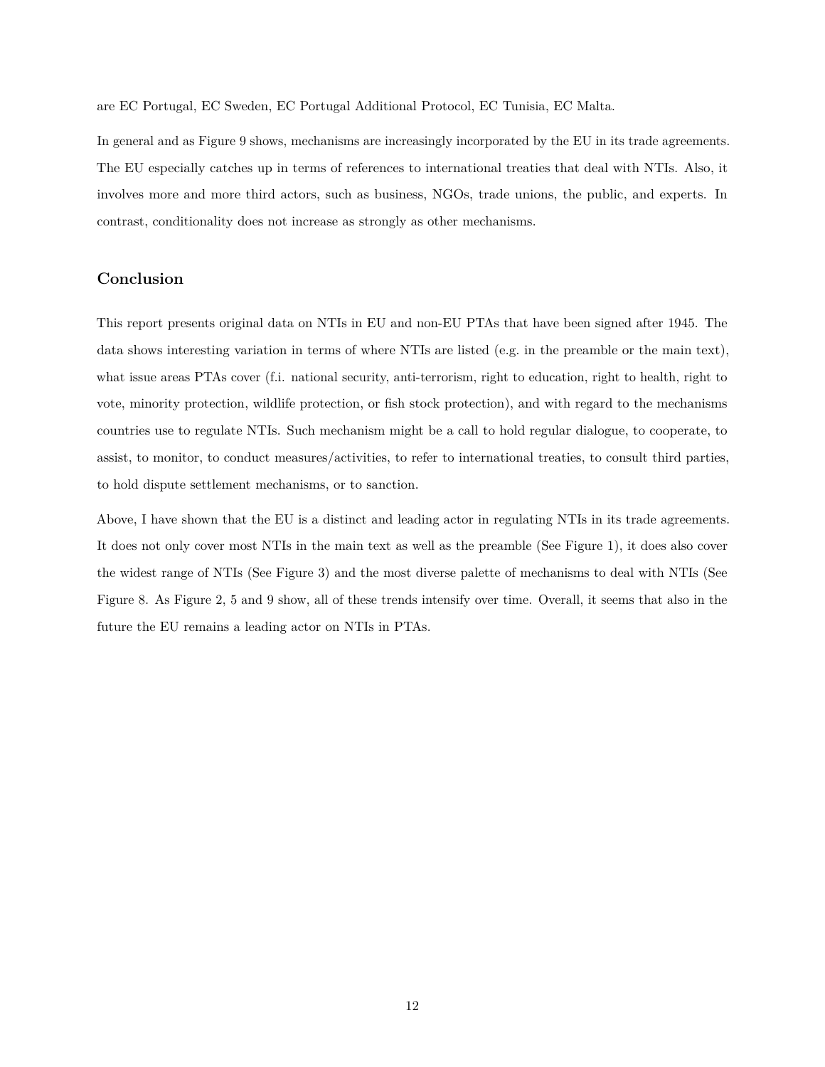are EC Portugal, EC Sweden, EC Portugal Additional Protocol, EC Tunisia, EC Malta.

In general and as Figure 9 shows, mechanisms are increasingly incorporated by the EU in its trade agreements. The EU especially catches up in terms of references to international treaties that deal with NTIs. Also, it involves more and more third actors, such as business, NGOs, trade unions, the public, and experts. In contrast, conditionality does not increase as strongly as other mechanisms.

## Conclusion

This report presents original data on NTIs in EU and non-EU PTAs that have been signed after 1945. The data shows interesting variation in terms of where NTIs are listed (e.g. in the preamble or the main text), what issue areas PTAs cover (f.i. national security, anti-terrorism, right to education, right to health, right to vote, minority protection, wildlife protection, or fish stock protection), and with regard to the mechanisms countries use to regulate NTIs. Such mechanism might be a call to hold regular dialogue, to cooperate, to assist, to monitor, to conduct measures/activities, to refer to international treaties, to consult third parties, to hold dispute settlement mechanisms, or to sanction.

Above, I have shown that the EU is a distinct and leading actor in regulating NTIs in its trade agreements. It does not only cover most NTIs in the main text as well as the preamble (See Figure 1), it does also cover the widest range of NTIs (See Figure 3) and the most diverse palette of mechanisms to deal with NTIs (See Figure 8. As Figure 2, 5 and 9 show, all of these trends intensify over time. Overall, it seems that also in the future the EU remains a leading actor on NTIs in PTAs.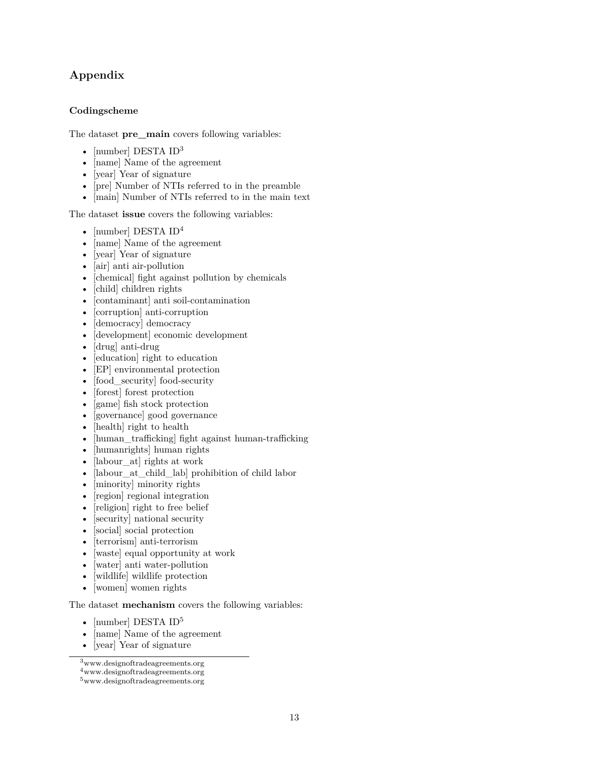## Appendix

### Codingscheme

The dataset **pre_main** covers following variables:

- [number] DESTA ID[3]
- [name] Name of the agreement
- [year] Year of signature
- [pre] Number of NTIs referred to in the preamble
- [main] Number of NTIs referred to in the main text

The dataset **issue** covers the following variables:

- [number] DESTA ID[4]
- [name] Name of the agreement
- [year] Year of signature
- [air] anti air-pollution
- [chemical] fight against pollution by chemicals
- [child] children rights
- [contaminant] anti soil-contamination
- [corruption] anti-corruption
- [democracy] democracy
- [development] economic development
- [drug] anti-drug
- [education] right to education
- [EP] environmental protection
- [food_security] food-security
- [forest] forest protection
- [game] fish stock protection
- [governance] good governance
- [health] right to health
- [human_trafficking] fight against human-trafficking
- [humanrights] human rights
- [labour_at] rights at work
- [labour_at_child_lab] prohibition of child labor
- [minority] minority rights
- [region] regional integration
- [religion] right to free belief
- [security] national security
- [social] social protection
- [terrorism] anti-terrorism
- [waste] equal opportunity at work
- [water] anti water-pollution
- [wildlife] wildlife protection
- [women] women rights

The dataset **mechanism** covers the following variables:

- [number] DESTA ID[5]
- [name] Name of the agreement
- [year] Year of signature

[3] www.designoftradeagreements.org
[4] www.designoftradeagreements.org
[5] www.designoftradeagreements.org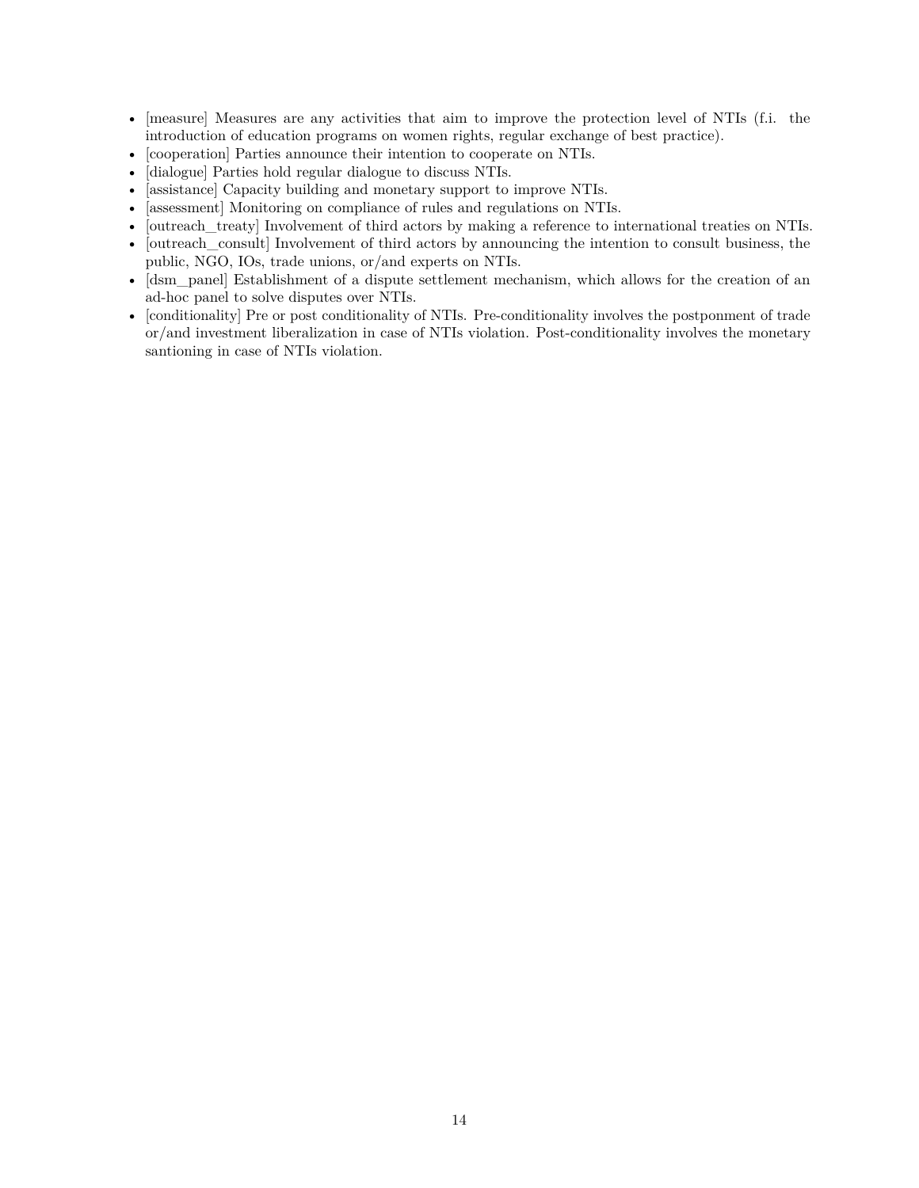- [measure] Measures are any activities that aim to improve the protection level of NTIs (f.i. the introduction of education programs on women rights, regular exchange of best practice).
- [cooperation] Parties announce their intention to cooperate on NTIs.
- [dialogue] Parties hold regular dialogue to discuss NTIs.
- [assistance] Capacity building and monetary support to improve NTIs.
- [assessment] Monitoring on compliance of rules and regulations on NTIs.
- [outreach_treaty] Involvement of third actors by making a reference to international treaties on NTIs.
- [outreach_consult] Involvement of third actors by announcing the intention to consult business, the public, NGO, IOs, trade unions, or/and experts on NTIs.
- [dsm_panel] Establishment of a dispute settlement mechanism, which allows for the creation of an ad-hoc panel to solve disputes over NTIs.
- [conditionality] Pre or post conditionality of NTIs. Pre-conditionality involves the postponment of trade or/and investment liberalization in case of NTIs violation. Post-conditionality involves the monetary santioning in case of NTIs violation.